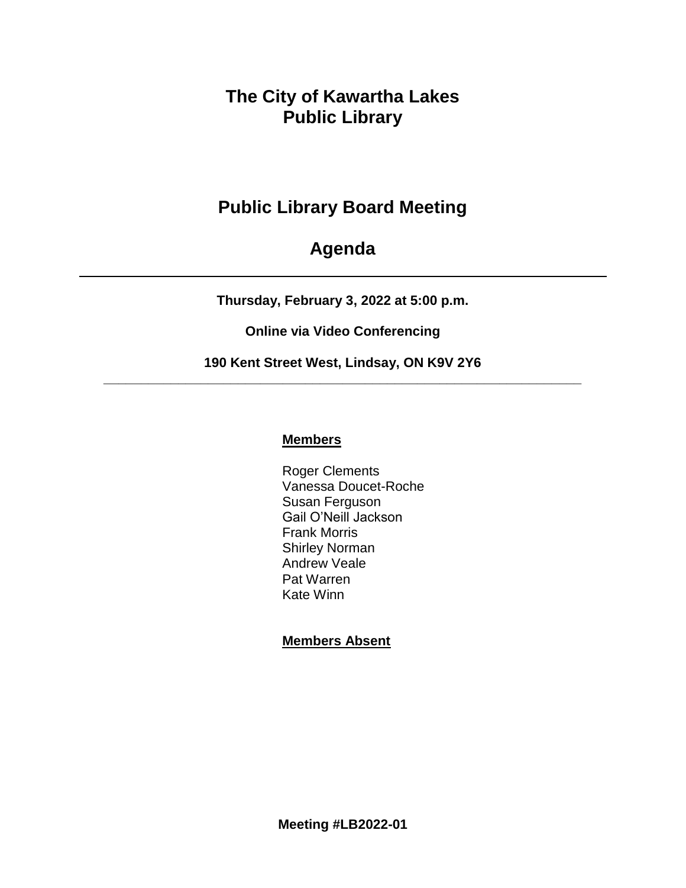# The City of Kawartha Lakes Public Library

## Public Library Board Meeting

## Agenda

---

**Thursday, February 3, 2022 at 5:00 p.m.**

**Online via Video Conferencing**

**190 Kent Street West, Lindsay, ON K9V 2Y6**

---

**Members**

Roger Clements
Vanessa Doucet-Roche
Susan Ferguson
Gail O'Neill Jackson
Frank Morris
Shirley Norman
Andrew Veale
Pat Warren
Kate Winn

**Members Absent**

**Meeting #LB2022-01**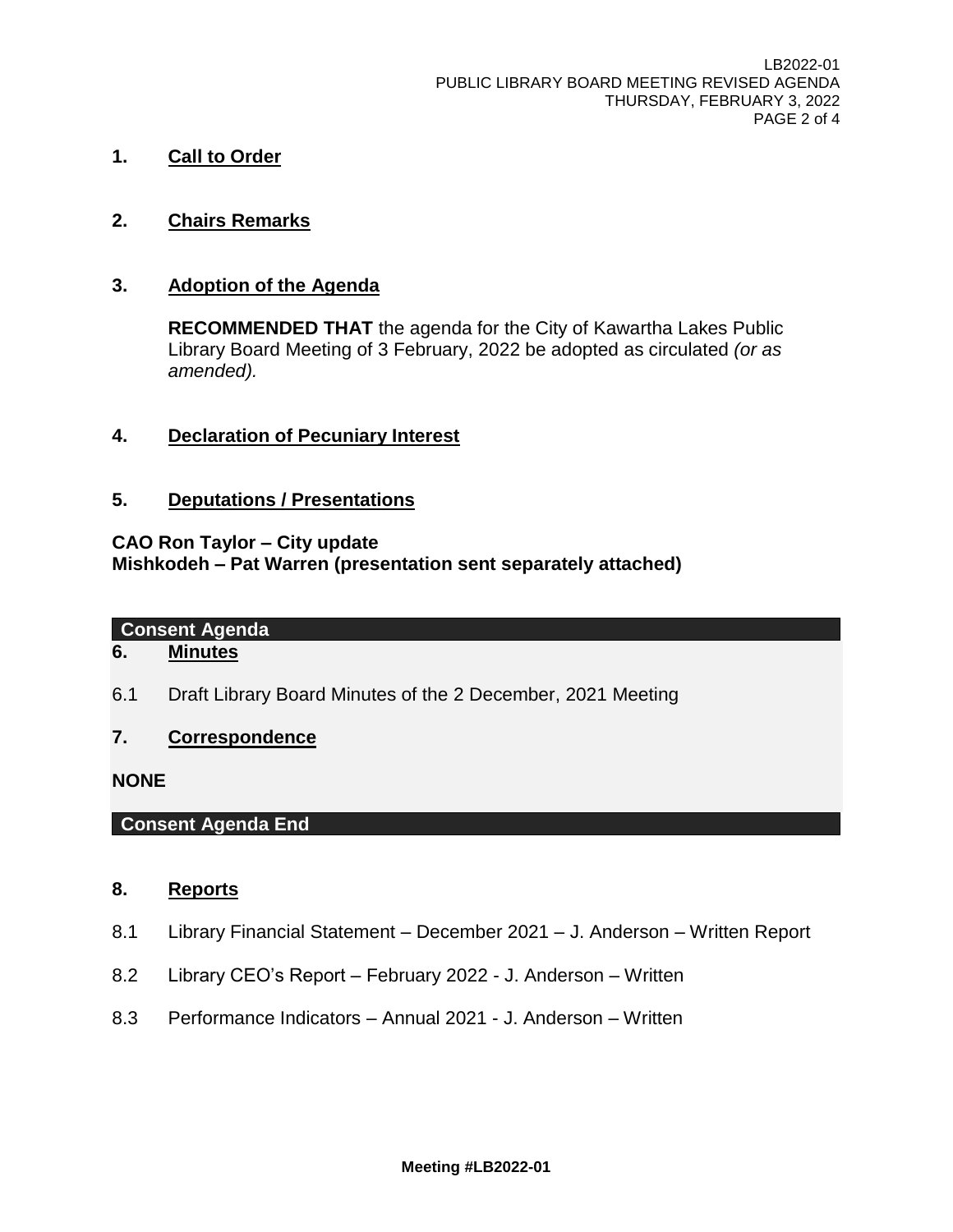## 1. Call to Order

## 2. Chairs Remarks

## 3. Adoption of the Agenda

**RECOMMENDED THAT** the agenda for the City of Kawartha Lakes Public Library Board Meeting of 3 February, 2022 be adopted as circulated *(or as amended).*

## 4. Declaration of Pecuniary Interest

## 5. Deputations / Presentations

**CAO Ron Taylor – City update**
**Mishkodeh – Pat Warren (presentation sent separately attached)**

**Consent Agenda**

## 6. Minutes

6.1 Draft Library Board Minutes of the 2 December, 2021 Meeting

## 7. Correspondence

**NONE**

**Consent Agenda End**

## 8. Reports

8.1 Library Financial Statement – December 2021 – J. Anderson – Written Report

8.2 Library CEO's Report – February 2022 - J. Anderson – Written

8.3 Performance Indicators – Annual 2021 - J. Anderson – Written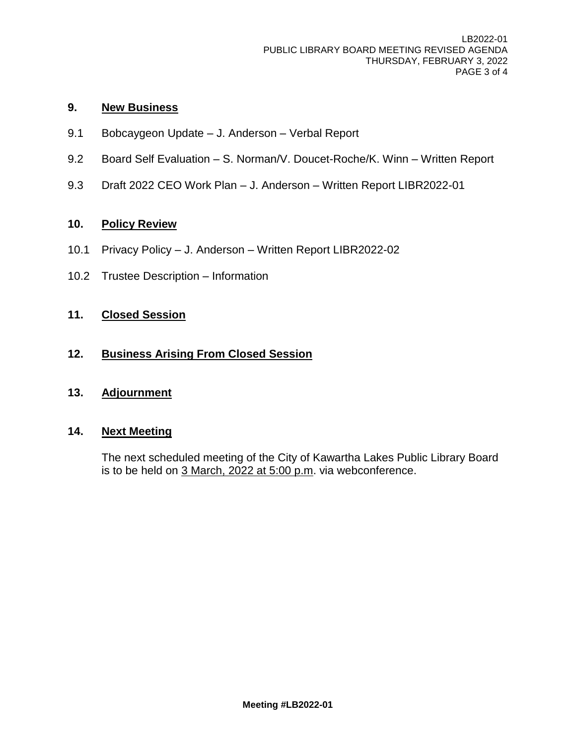## 9. <u>New Business</u>

9.1 Bobcaygeon Update – J. Anderson – Verbal Report

9.2 Board Self Evaluation – S. Norman/V. Doucet-Roche/K. Winn – Written Report

9.3 Draft 2022 CEO Work Plan – J. Anderson – Written Report LIBR2022-01

## 10. <u>Policy Review</u>

10.1 Privacy Policy – J. Anderson – Written Report LIBR2022-02

10.2 Trustee Description – Information

## 11. <u>Closed Session</u>

## 12. <u>Business Arising From Closed Session</u>

## 13. <u>Adjournment</u>

## 14. <u>Next Meeting</u>

The next scheduled meeting of the City of Kawartha Lakes Public Library Board is to be held on <u>3 March, 2022 at 5:00 p.m</u>. via webconference.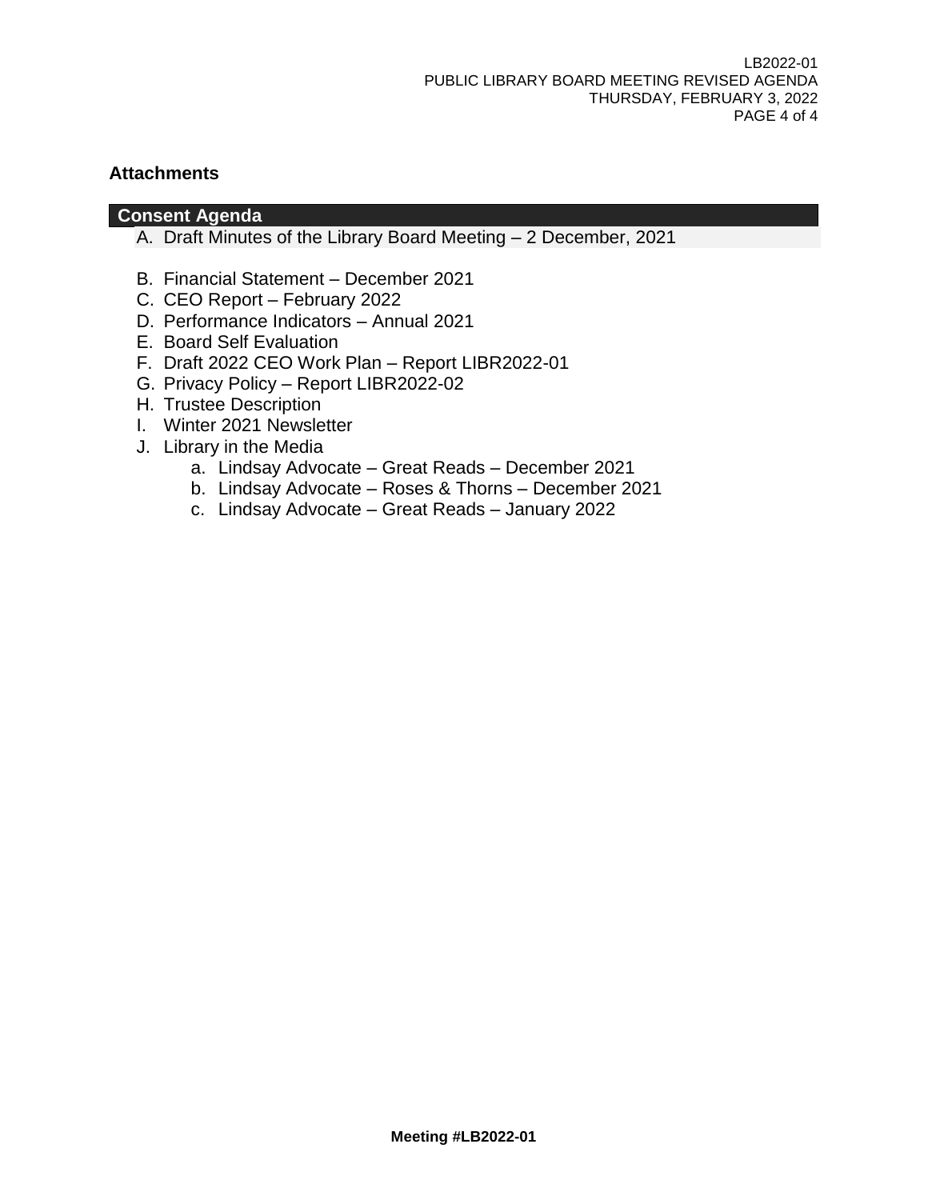## Attachments

### Consent Agenda

A. Draft Minutes of the Library Board Meeting – 2 December, 2021

B. Financial Statement – December 2021
C. CEO Report – February 2022
D. Performance Indicators – Annual 2021
E. Board Self Evaluation
F. Draft 2022 CEO Work Plan – Report LIBR2022-01
G. Privacy Policy – Report LIBR2022-02
H. Trustee Description
I. Winter 2021 Newsletter
J. Library in the Media
    a. Lindsay Advocate – Great Reads – December 2021
    b. Lindsay Advocate – Roses & Thorns – December 2021
    c. Lindsay Advocate – Great Reads – January 2022